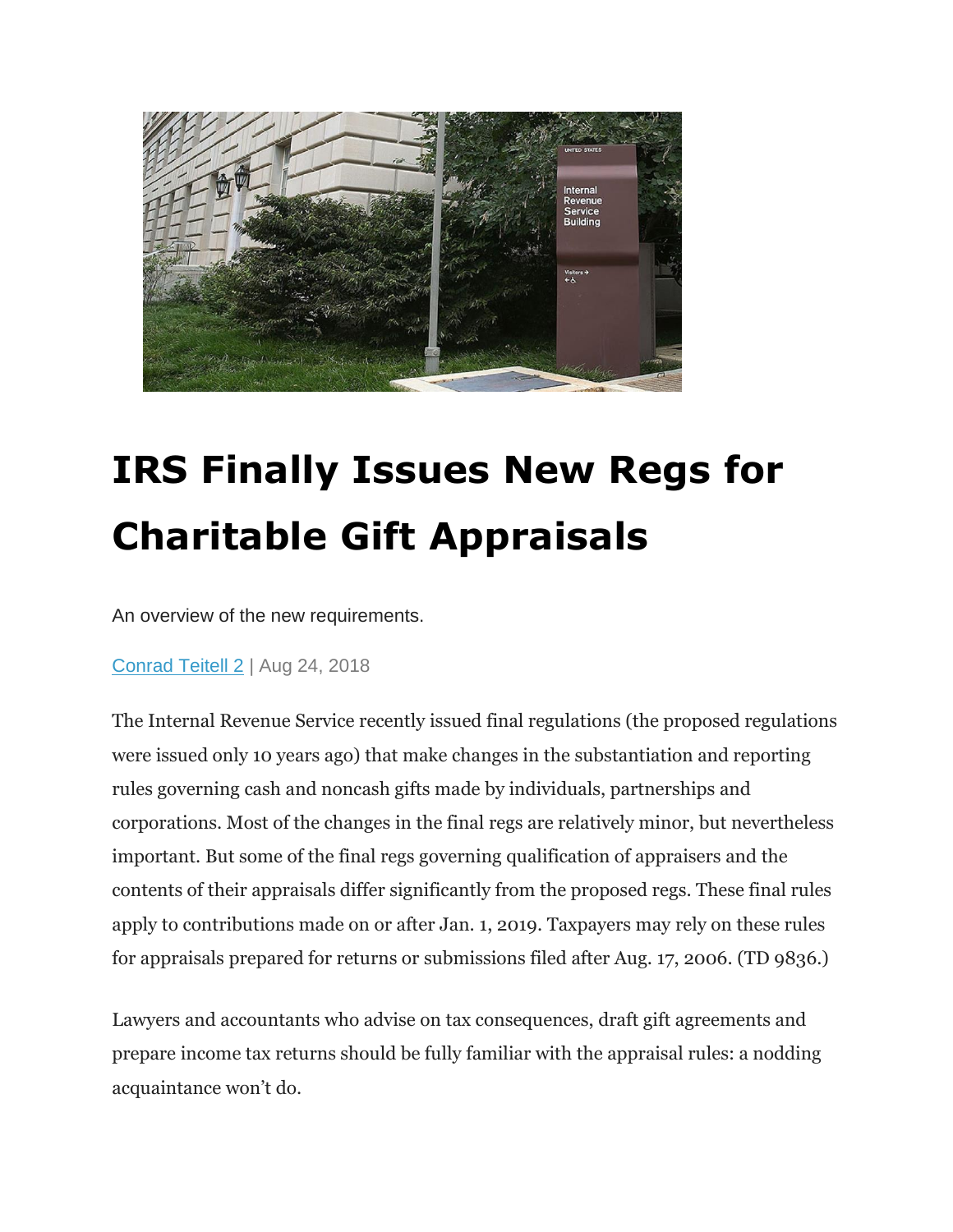# IRS Finally Issues New Regs for Charitable Gift Appraisals

An overview of the new requirements.

Conrad Teitell 2 | Aug 24, 2018

The Internal Revenue Service recently issued final regulations (the proposed regulations were issued only 10 years ago) that make changes in the substantiation and reporting rules governing cash and noncash gifts made by individuals, partnerships and corporations. Most of the changes in the final regs are relatively minor, but nevertheless important. But some of the final regs governing qualification of appraisers and the contents of their appraisals differ significantly from the proposed regs. These final rules apply to contributions made on or after Jan. 1, 2019. Taxpayers may rely on these rules for appraisals prepared for returns or submissions filed after Aug. 17, 2006. (TD 9836.)

Lawyers and accountants who advise on tax consequences, draft gift agreements and prepare income tax returns should be fully familiar with the appraisal rules: a nodding acquaintance won't do.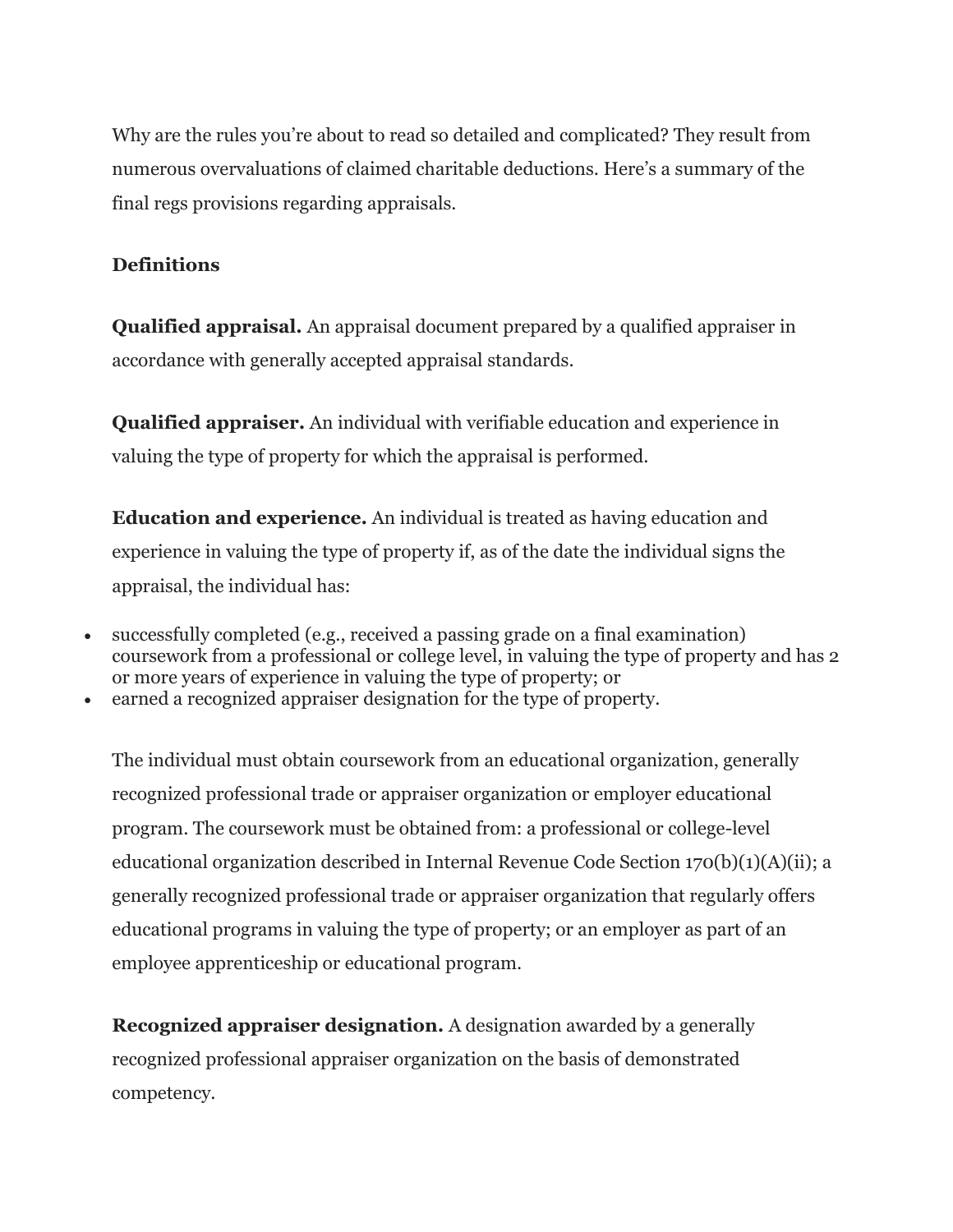Why are the rules you're about to read so detailed and complicated? They result from numerous overvaluations of claimed charitable deductions. Here's a summary of the final regs provisions regarding appraisals.

**Definitions**

**Qualified appraisal.** An appraisal document prepared by a qualified appraiser in accordance with generally accepted appraisal standards.

**Qualified appraiser.** An individual with verifiable education and experience in valuing the type of property for which the appraisal is performed.

**Education and experience.** An individual is treated as having education and experience in valuing the type of property if, as of the date the individual signs the appraisal, the individual has:

- successfully completed (e.g., received a passing grade on a final examination) coursework from a professional or college level, in valuing the type of property and has 2 or more years of experience in valuing the type of property; or
- earned a recognized appraiser designation for the type of property.

The individual must obtain coursework from an educational organization, generally recognized professional trade or appraiser organization or employer educational program. The coursework must be obtained from: a professional or college-level educational organization described in Internal Revenue Code Section 170(b)(1)(A)(ii); a generally recognized professional trade or appraiser organization that regularly offers educational programs in valuing the type of property; or an employer as part of an employee apprenticeship or educational program.

**Recognized appraiser designation.** A designation awarded by a generally recognized professional appraiser organization on the basis of demonstrated competency.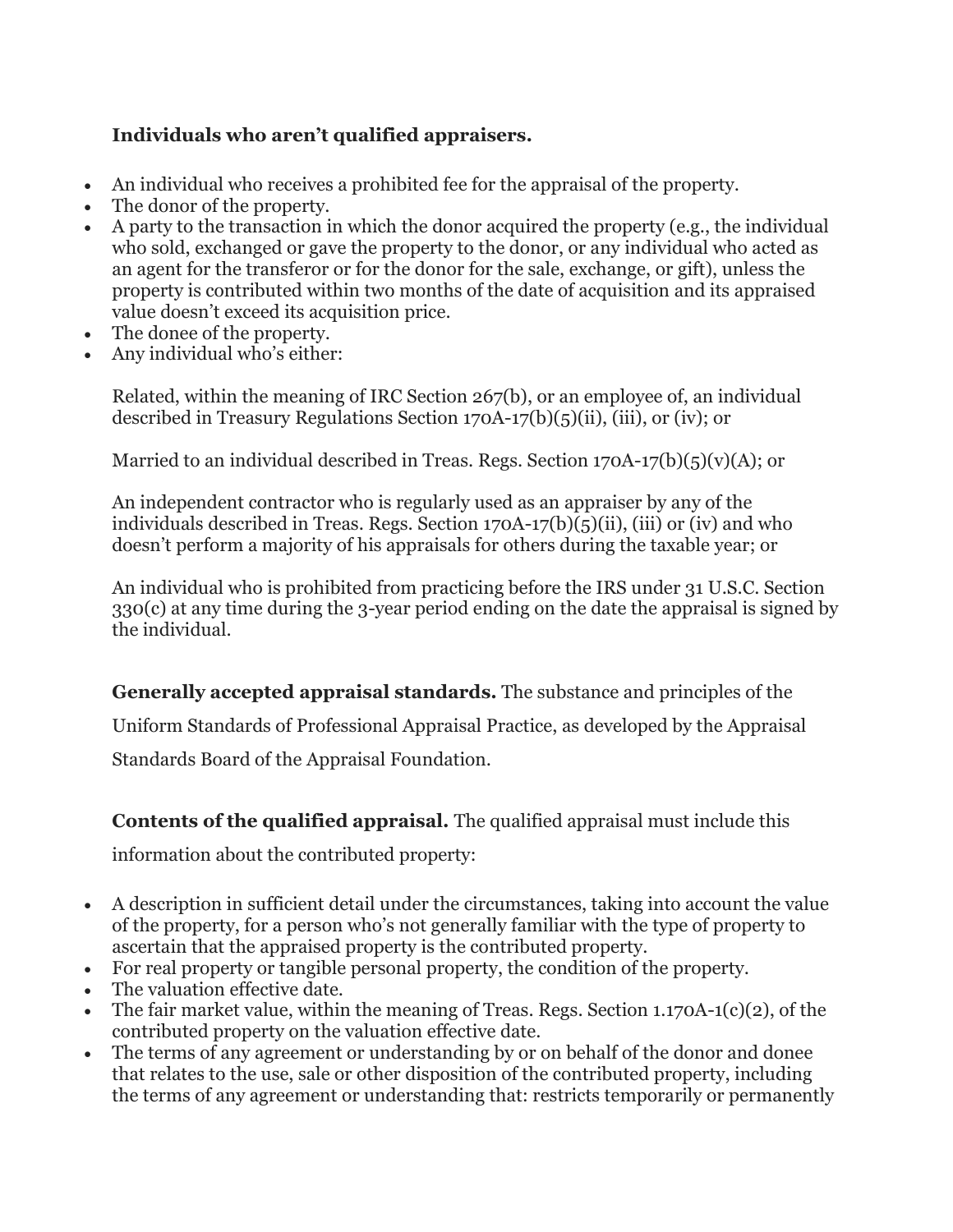**Individuals who aren't qualified appraisers.**

- An individual who receives a prohibited fee for the appraisal of the property.
- The donor of the property.
- A party to the transaction in which the donor acquired the property (e.g., the individual who sold, exchanged or gave the property to the donor, or any individual who acted as an agent for the transferor or for the donor for the sale, exchange, or gift), unless the property is contributed within two months of the date of acquisition and its appraised value doesn't exceed its acquisition price.
- The donee of the property.
- Any individual who's either:

  Related, within the meaning of IRC Section 267(b), or an employee of, an individual described in Treasury Regulations Section 170A-17(b)(5)(ii), (iii), or (iv); or

  Married to an individual described in Treas. Regs. Section 170A-17(b)(5)(v)(A); or

  An independent contractor who is regularly used as an appraiser by any of the individuals described in Treas. Regs. Section 170A-17(b)(5)(ii), (iii) or (iv) and who doesn't perform a majority of his appraisals for others during the taxable year; or

  An individual who is prohibited from practicing before the IRS under 31 U.S.C. Section 330(c) at any time during the 3-year period ending on the date the appraisal is signed by the individual.

**Generally accepted appraisal standards.** The substance and principles of the Uniform Standards of Professional Appraisal Practice, as developed by the Appraisal Standards Board of the Appraisal Foundation.

**Contents of the qualified appraisal.** The qualified appraisal must include this information about the contributed property:

- A description in sufficient detail under the circumstances, taking into account the value of the property, for a person who's not generally familiar with the type of property to ascertain that the appraised property is the contributed property.
- For real property or tangible personal property, the condition of the property.
- The valuation effective date.
- The fair market value, within the meaning of Treas. Regs. Section 1.170A-1(c)(2), of the contributed property on the valuation effective date.
- The terms of any agreement or understanding by or on behalf of the donor and donee that relates to the use, sale or other disposition of the contributed property, including the terms of any agreement or understanding that: restricts temporarily or permanently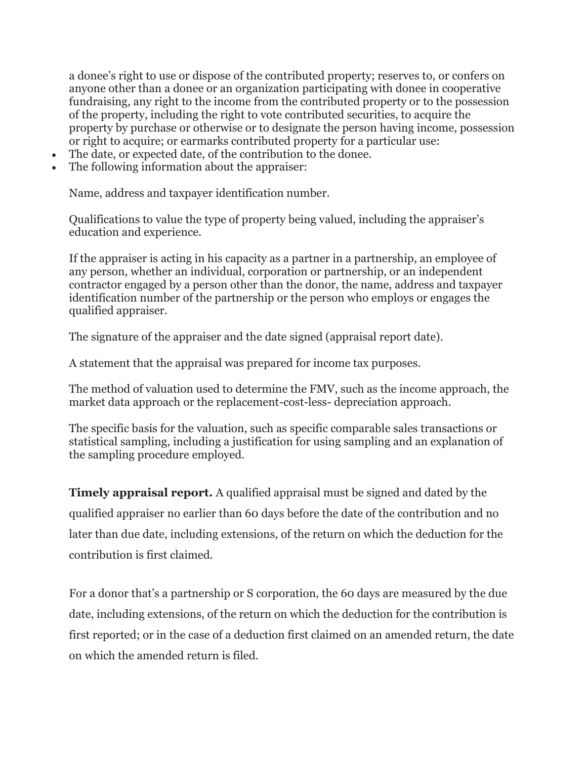a donee's right to use or dispose of the contributed property; reserves to, or confers on anyone other than a donee or an organization participating with donee in cooperative fundraising, any right to the income from the contributed property or to the possession of the property, including the right to vote contributed securities, to acquire the property by purchase or otherwise or to designate the person having income, possession or right to acquire; or earmarks contributed property for a particular use:

- The date, or expected date, of the contribution to the donee.
- The following information about the appraiser:

  Name, address and taxpayer identification number.

  Qualifications to value the type of property being valued, including the appraiser's education and experience.

  If the appraiser is acting in his capacity as a partner in a partnership, an employee of any person, whether an individual, corporation or partnership, or an independent contractor engaged by a person other than the donor, the name, address and taxpayer identification number of the partnership or the person who employs or engages the qualified appraiser.

  The signature of the appraiser and the date signed (appraisal report date).

  A statement that the appraisal was prepared for income tax purposes.

  The method of valuation used to determine the FMV, such as the income approach, the market data approach or the replacement-cost-less- depreciation approach.

  The specific basis for the valuation, such as specific comparable sales transactions or statistical sampling, including a justification for using sampling and an explanation of the sampling procedure employed.

**Timely appraisal report.** A qualified appraisal must be signed and dated by the qualified appraiser no earlier than 60 days before the date of the contribution and no later than due date, including extensions, of the return on which the deduction for the contribution is first claimed.

For a donor that's a partnership or S corporation, the 60 days are measured by the due date, including extensions, of the return on which the deduction for the contribution is first reported; or in the case of a deduction first claimed on an amended return, the date on which the amended return is filed.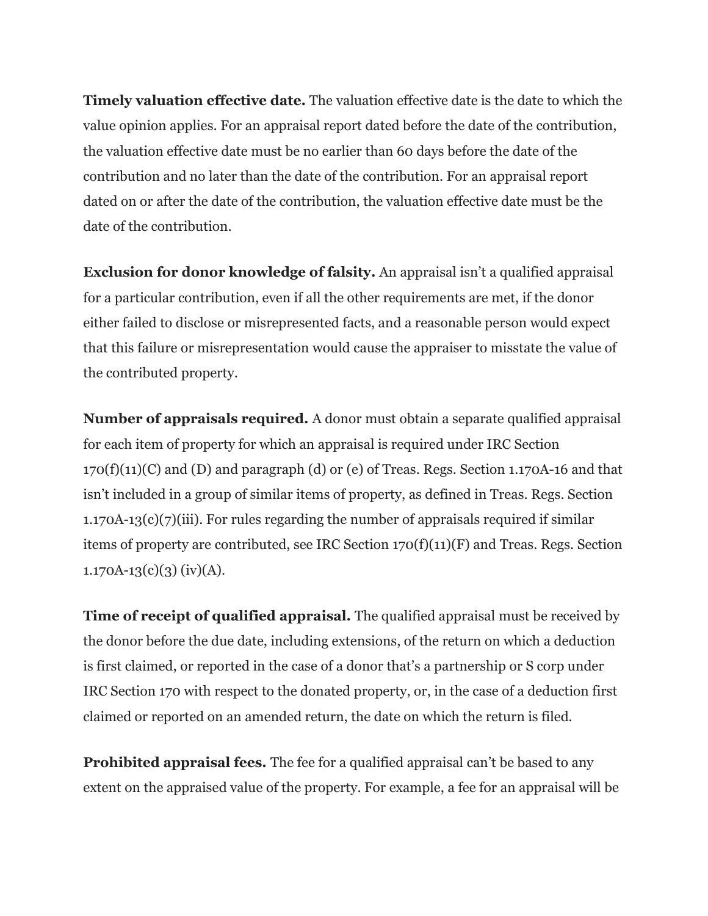**Timely valuation effective date.** The valuation effective date is the date to which the value opinion applies. For an appraisal report dated before the date of the contribution, the valuation effective date must be no earlier than 60 days before the date of the contribution and no later than the date of the contribution. For an appraisal report dated on or after the date of the contribution, the valuation effective date must be the date of the contribution.

**Exclusion for donor knowledge of falsity.** An appraisal isn't a qualified appraisal for a particular contribution, even if all the other requirements are met, if the donor either failed to disclose or misrepresented facts, and a reasonable person would expect that this failure or misrepresentation would cause the appraiser to misstate the value of the contributed property.

**Number of appraisals required.** A donor must obtain a separate qualified appraisal for each item of property for which an appraisal is required under IRC Section 170(f)(11)(C) and (D) and paragraph (d) or (e) of Treas. Regs. Section 1.170A-16 and that isn't included in a group of similar items of property, as defined in Treas. Regs. Section 1.170A-13(c)(7)(iii). For rules regarding the number of appraisals required if similar items of property are contributed, see IRC Section 170(f)(11)(F) and Treas. Regs. Section 1.170A-13(c)(3) (iv)(A).

**Time of receipt of qualified appraisal.** The qualified appraisal must be received by the donor before the due date, including extensions, of the return on which a deduction is first claimed, or reported in the case of a donor that's a partnership or S corp under IRC Section 170 with respect to the donated property, or, in the case of a deduction first claimed or reported on an amended return, the date on which the return is filed.

**Prohibited appraisal fees.** The fee for a qualified appraisal can't be based to any extent on the appraised value of the property. For example, a fee for an appraisal will be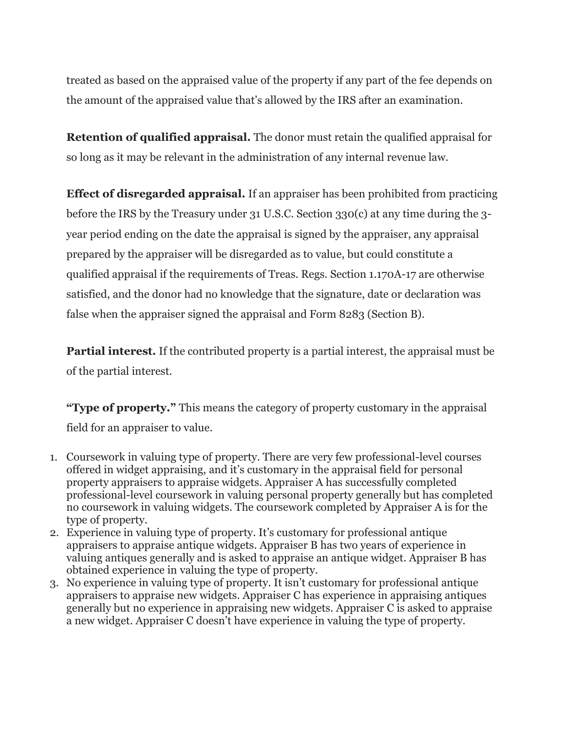treated as based on the appraised value of the property if any part of the fee depends on the amount of the appraised value that's allowed by the IRS after an examination.

**Retention of qualified appraisal.** The donor must retain the qualified appraisal for so long as it may be relevant in the administration of any internal revenue law.

**Effect of disregarded appraisal.** If an appraiser has been prohibited from practicing before the IRS by the Treasury under 31 U.S.C. Section 330(c) at any time during the 3-year period ending on the date the appraisal is signed by the appraiser, any appraisal prepared by the appraiser will be disregarded as to value, but could constitute a qualified appraisal if the requirements of Treas. Regs. Section 1.170A-17 are otherwise satisfied, and the donor had no knowledge that the signature, date or declaration was false when the appraiser signed the appraisal and Form 8283 (Section B).

**Partial interest.** If the contributed property is a partial interest, the appraisal must be of the partial interest.

**"Type of property."** This means the category of property customary in the appraisal field for an appraiser to value.

1. Coursework in valuing type of property. There are very few professional-level courses offered in widget appraising, and it's customary in the appraisal field for personal property appraisers to appraise widgets. Appraiser A has successfully completed professional-level coursework in valuing personal property generally but has completed no coursework in valuing widgets. The coursework completed by Appraiser A is for the type of property.
2. Experience in valuing type of property. It's customary for professional antique appraisers to appraise antique widgets. Appraiser B has two years of experience in valuing antiques generally and is asked to appraise an antique widget. Appraiser B has obtained experience in valuing the type of property.
3. No experience in valuing type of property. It isn't customary for professional antique appraisers to appraise new widgets. Appraiser C has experience in appraising antiques generally but no experience in appraising new widgets. Appraiser C is asked to appraise a new widget. Appraiser C doesn't have experience in valuing the type of property.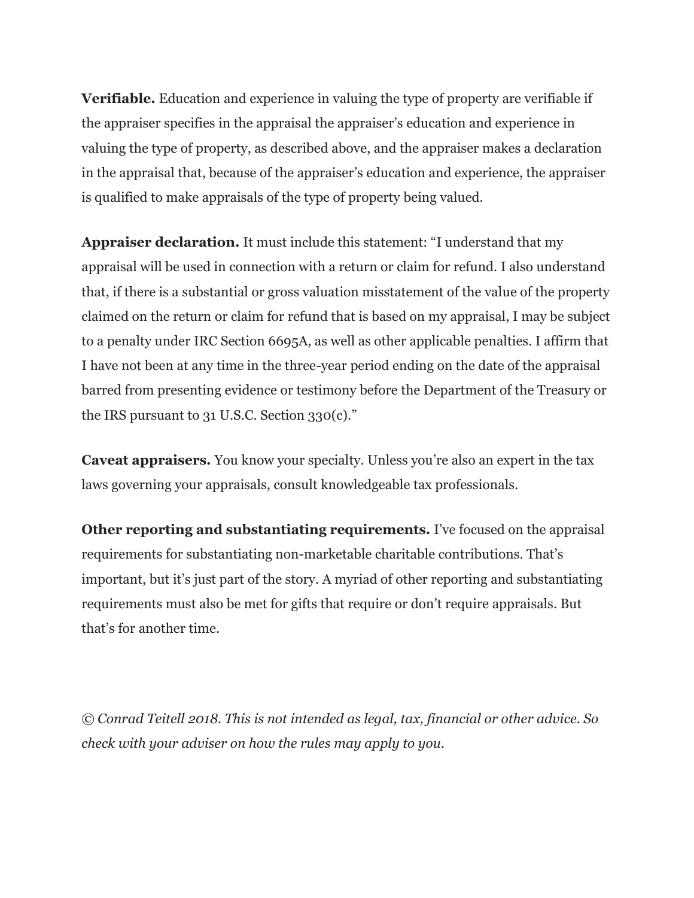**Verifiable.** Education and experience in valuing the type of property are verifiable if the appraiser specifies in the appraisal the appraiser's education and experience in valuing the type of property, as described above, and the appraiser makes a declaration in the appraisal that, because of the appraiser's education and experience, the appraiser is qualified to make appraisals of the type of property being valued.

**Appraiser declaration.** It must include this statement: "I understand that my appraisal will be used in connection with a return or claim for refund. I also understand that, if there is a substantial or gross valuation misstatement of the value of the property claimed on the return or claim for refund that is based on my appraisal, I may be subject to a penalty under IRC Section 6695A, as well as other applicable penalties. I affirm that I have not been at any time in the three-year period ending on the date of the appraisal barred from presenting evidence or testimony before the Department of the Treasury or the IRS pursuant to 31 U.S.C. Section 330(c)."

**Caveat appraisers.** You know your specialty. Unless you're also an expert in the tax laws governing your appraisals, consult knowledgeable tax professionals.

**Other reporting and substantiating requirements.** I've focused on the appraisal requirements for substantiating non-marketable charitable contributions. That's important, but it's just part of the story. A myriad of other reporting and substantiating requirements must also be met for gifts that require or don't require appraisals. But that's for another time.

*© Conrad Teitell 2018. This is not intended as legal, tax, financial or other advice. So check with your adviser on how the rules may apply to you.*